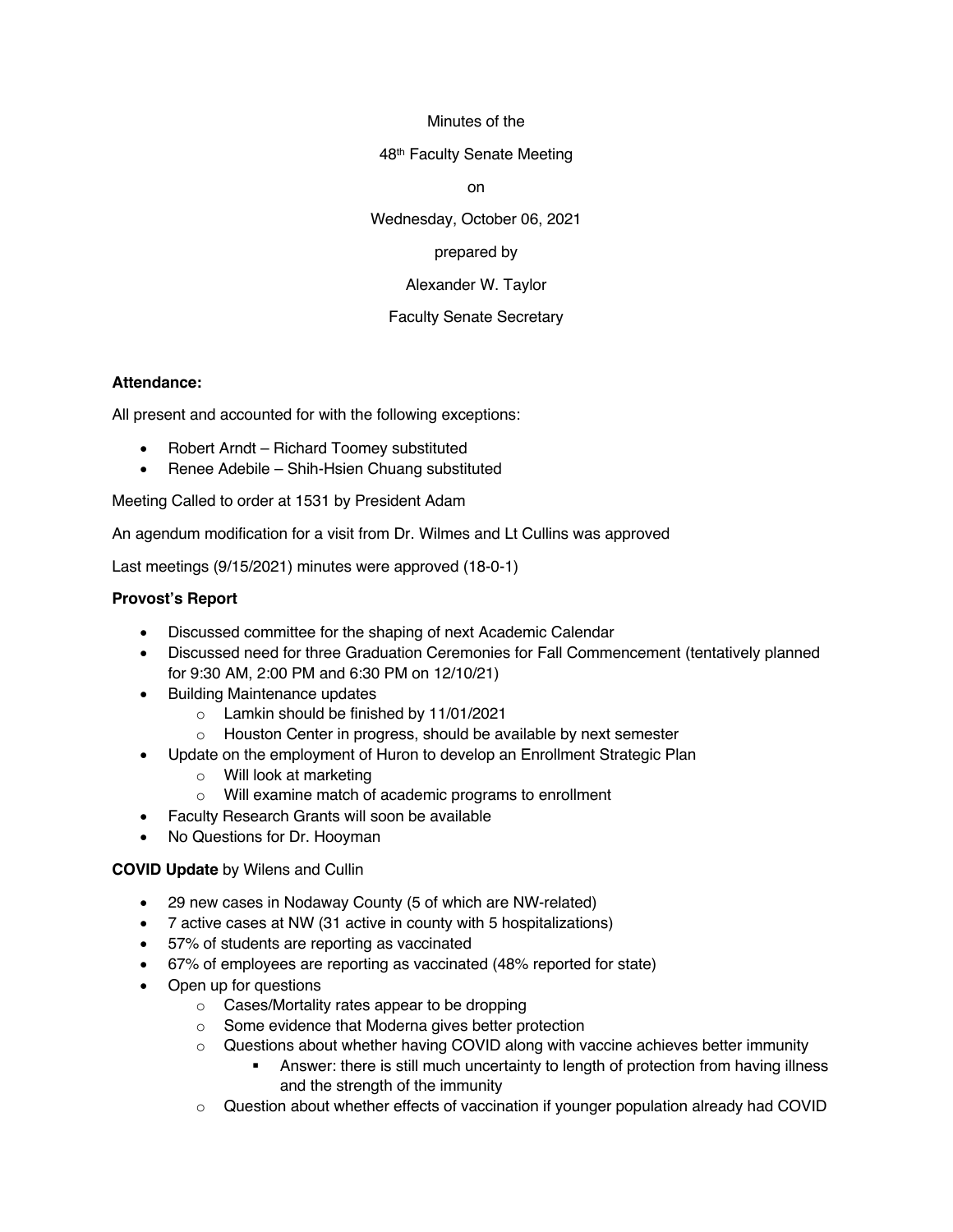Minutes of the

48th Faculty Senate Meeting

on

Wednesday, October 06, 2021

prepared by

Alexander W. Taylor

Faculty Senate Secretary

**Attendance:**

All present and accounted for with the following exceptions:

- Robert Arndt – Richard Toomey substituted
- Renee Adebile – Shih-Hsien Chuang substituted

Meeting Called to order at 1531 by President Adam

An agendum modification for a visit from Dr. Wilmes and Lt Cullins was approved

Last meetings (9/15/2021) minutes were approved (18-0-1)

**Provost's Report**

- Discussed committee for the shaping of next Academic Calendar
- Discussed need for three Graduation Ceremonies for Fall Commencement (tentatively planned for 9:30 AM, 2:00 PM and 6:30 PM on 12/10/21)
- Building Maintenance updates
  - Lamkin should be finished by 11/01/2021
  - Houston Center in progress, should be available by next semester
- Update on the employment of Huron to develop an Enrollment Strategic Plan
  - Will look at marketing
  - Will examine match of academic programs to enrollment
- Faculty Research Grants will soon be available
- No Questions for Dr. Hooyman

**COVID Update** by Wilens and Cullin

- 29 new cases in Nodaway County (5 of which are NW-related)
- 7 active cases at NW (31 active in county with 5 hospitalizations)
- 57% of students are reporting as vaccinated
- 67% of employees are reporting as vaccinated (48% reported for state)
- Open up for questions
  - Cases/Mortality rates appear to be dropping
  - Some evidence that Moderna gives better protection
  - Questions about whether having COVID along with vaccine achieves better immunity
    - Answer: there is still much uncertainty to length of protection from having illness and the strength of the immunity
  - Question about whether effects of vaccination if younger population already had COVID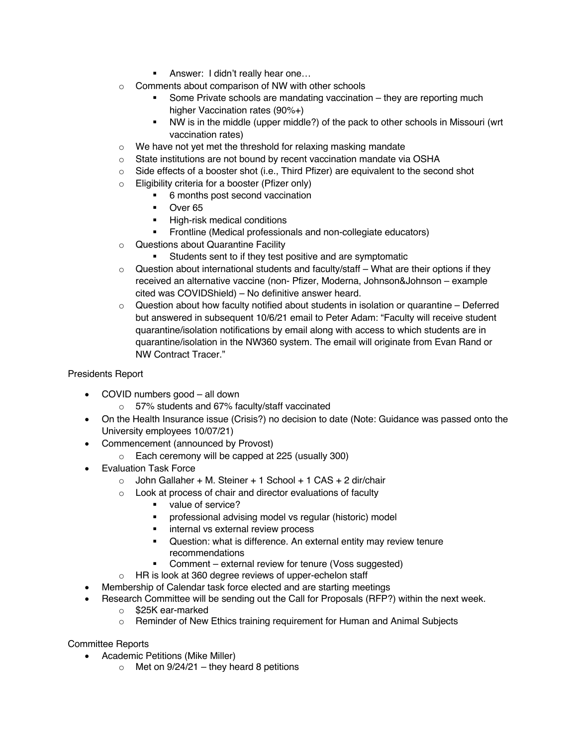- Answer: I didn't really hear one…
    - Comments about comparison of NW with other schools
        - Some Private schools are mandating vaccination – they are reporting much higher Vaccination rates (90%+)
        - NW is in the middle (upper middle?) of the pack to other schools in Missouri (wrt vaccination rates)
    - We have not yet met the threshold for relaxing masking mandate
    - State institutions are not bound by recent vaccination mandate via OSHA
    - Side effects of a booster shot (i.e., Third Pfizer) are equivalent to the second shot
    - Eligibility criteria for a booster (Pfizer only)
        - 6 months post second vaccination
        - Over 65
        - High-risk medical conditions
        - Frontline (Medical professionals and non-collegiate educators)
    - Questions about Quarantine Facility
        - Students sent to if they test positive and are symptomatic
    - Question about international students and faculty/staff – What are their options if they received an alternative vaccine (non- Pfizer, Moderna, Johnson&Johnson – example cited was COVIDShield) – No definitive answer heard.
    - Question about how faculty notified about students in isolation or quarantine – Deferred but answered in subsequent 10/6/21 email to Peter Adam: "Faculty will receive student quarantine/isolation notifications by email along with access to which students are in quarantine/isolation in the NW360 system. The email will originate from Evan Rand or NW Contract Tracer."

Presidents Report

- COVID numbers good – all down
    - 57% students and 67% faculty/staff vaccinated
- On the Health Insurance issue (Crisis?) no decision to date (Note: Guidance was passed onto the University employees 10/07/21)
- Commencement (announced by Provost)
    - Each ceremony will be capped at 225 (usually 300)
- Evaluation Task Force
    - John Gallaher + M. Steiner + 1 School + 1 CAS + 2 dir/chair
    - Look at process of chair and director evaluations of faculty
        - value of service?
        - professional advising model vs regular (historic) model
        - internal vs external review process
        - Question: what is difference. An external entity may review tenure recommendations
        - Comment – external review for tenure (Voss suggested)
    - HR is look at 360 degree reviews of upper-echelon staff
- Membership of Calendar task force elected and are starting meetings
- Research Committee will be sending out the Call for Proposals (RFP?) within the next week.
    - $25K ear-marked
    - Reminder of New Ethics training requirement for Human and Animal Subjects

Committee Reports

- Academic Petitions (Mike Miller)
    - Met on 9/24/21 – they heard 8 petitions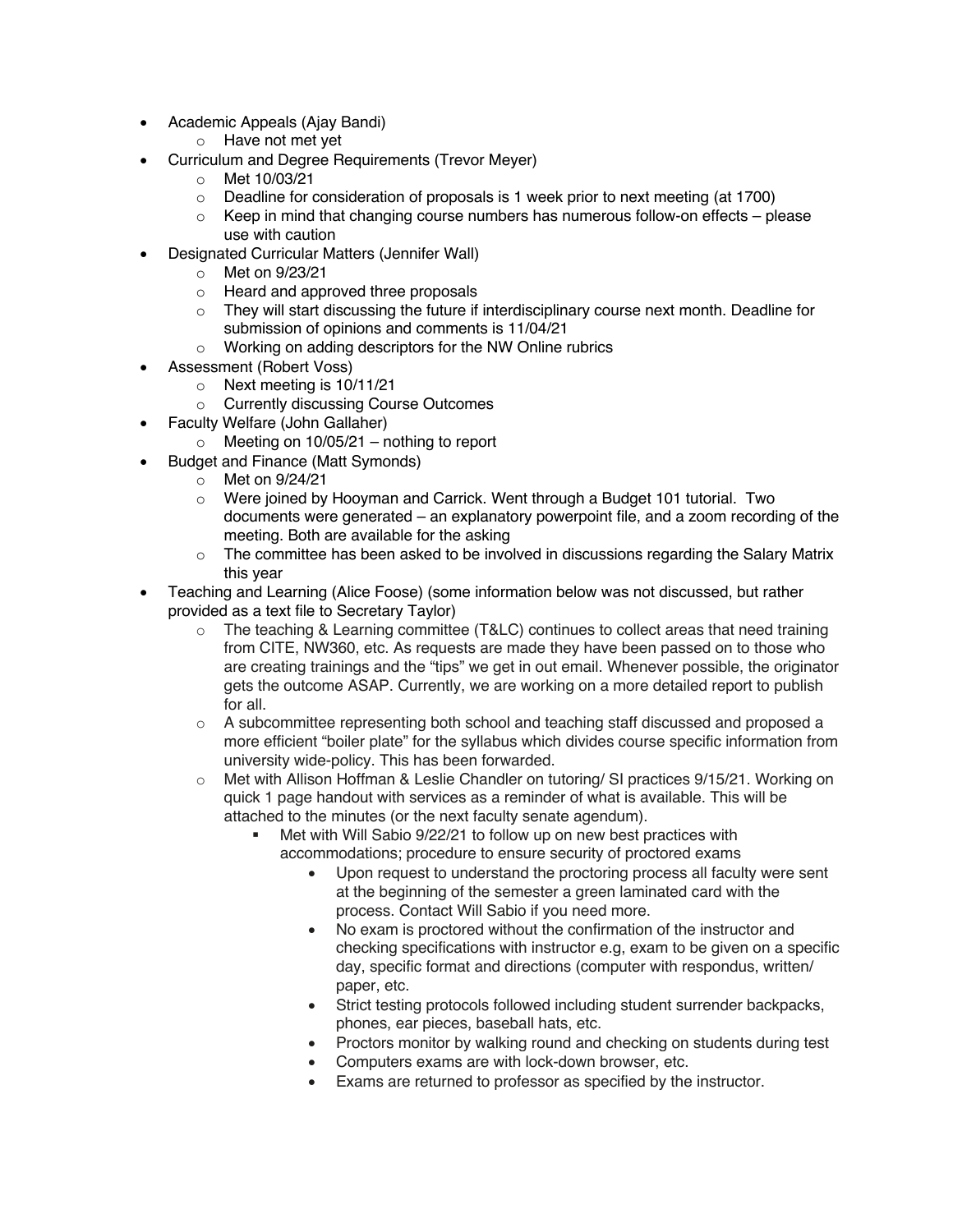- Academic Appeals (Ajay Bandi)
  - Have not met yet
- Curriculum and Degree Requirements (Trevor Meyer)
  - Met 10/03/21
  - Deadline for consideration of proposals is 1 week prior to next meeting (at 1700)
  - Keep in mind that changing course numbers has numerous follow-on effects – please use with caution
- Designated Curricular Matters (Jennifer Wall)
  - Met on 9/23/21
  - Heard and approved three proposals
  - They will start discussing the future if interdisciplinary course next month. Deadline for submission of opinions and comments is 11/04/21
  - Working on adding descriptors for the NW Online rubrics
- Assessment (Robert Voss)
  - Next meeting is 10/11/21
  - Currently discussing Course Outcomes
- Faculty Welfare (John Gallaher)
  - Meeting on 10/05/21 – nothing to report
- Budget and Finance (Matt Symonds)
  - Met on 9/24/21
  - Were joined by Hooyman and Carrick. Went through a Budget 101 tutorial. Two documents were generated – an explanatory powerpoint file, and a zoom recording of the meeting. Both are available for the asking
  - The committee has been asked to be involved in discussions regarding the Salary Matrix this year
- Teaching and Learning (Alice Foose) (some information below was not discussed, but rather provided as a text file to Secretary Taylor)
  - The teaching & Learning committee (T&LC) continues to collect areas that need training from CITE, NW360, etc. As requests are made they have been passed on to those who are creating trainings and the "tips" we get in out email. Whenever possible, the originator gets the outcome ASAP. Currently, we are working on a more detailed report to publish for all.
  - A subcommittee representing both school and teaching staff discussed and proposed a more efficient "boiler plate" for the syllabus which divides course specific information from university wide-policy. This has been forwarded.
  - Met with Allison Hoffman & Leslie Chandler on tutoring/ SI practices 9/15/21. Working on quick 1 page handout with services as a reminder of what is available. This will be attached to the minutes (or the next faculty senate agendum).
    - Met with Will Sabio 9/22/21 to follow up on new best practices with accommodations; procedure to ensure security of proctored exams
      - Upon request to understand the proctoring process all faculty were sent at the beginning of the semester a green laminated card with the process. Contact Will Sabio if you need more.
      - No exam is proctored without the confirmation of the instructor and checking specifications with instructor e.g, exam to be given on a specific day, specific format and directions (computer with respondus, written/ paper, etc.
      - Strict testing protocols followed including student surrender backpacks, phones, ear pieces, baseball hats, etc.
      - Proctors monitor by walking round and checking on students during test
      - Computers exams are with lock-down browser, etc.
      - Exams are returned to professor as specified by the instructor.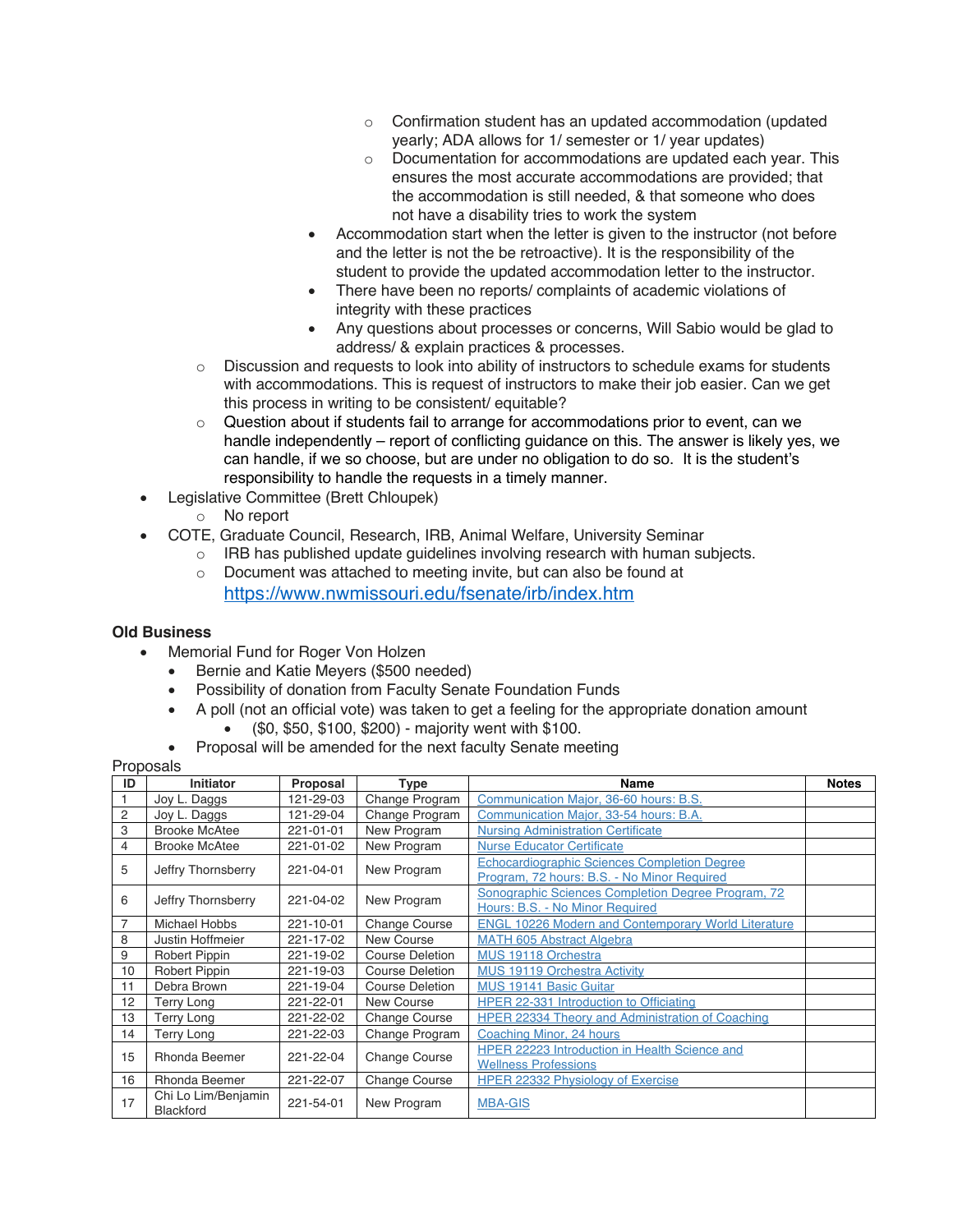- Confirmation student has an updated accommodation (updated yearly; ADA allows for 1/ semester or 1/ year updates)
        - Documentation for accommodations are updated each year. This ensures the most accurate accommodations are provided; that the accommodation is still needed, & that someone who does not have a disability tries to work the system
      - Accommodation start when the letter is given to the instructor (not before and the letter is not the be retroactive). It is the responsibility of the student to provide the updated accommodation letter to the instructor.
      - There have been no reports/ complaints of academic violations of integrity with these practices
      - Any questions about processes or concerns, Will Sabio would be glad to address/ & explain practices & processes.
    - Discussion and requests to look into ability of instructors to schedule exams for students with accommodations. This is request of instructors to make their job easier. Can we get this process in writing to be consistent/ equitable?
    - Question about if students fail to arrange for accommodations prior to event, can we handle independently – report of conflicting guidance on this. The answer is likely yes, we can handle, if we so choose, but are under no obligation to do so. It is the student's responsibility to handle the requests in a timely manner.
- Legislative Committee (Brett Chloupek)
    - No report
- COTE, Graduate Council, Research, IRB, Animal Welfare, University Seminar
    - IRB has published update guidelines involving research with human subjects.
    - Document was attached to meeting invite, but can also be found at https://www.nwmissouri.edu/fsenate/irb/index.htm

**Old Business**

- Memorial Fund for Roger Von Holzen
    - Bernie and Katie Meyers ($500 needed)
    - Possibility of donation from Faculty Senate Foundation Funds
    - A poll (not an official vote) was taken to get a feeling for the appropriate donation amount
        - ($0, $50, $100, $200) - majority went with $100.
    - Proposal will be amended for the next faculty Senate meeting

Proposals

| ID | Initiator | Proposal | Type | Name | Notes |
|---|---|---|---|---|---|
| 1 | Joy L. Daggs | 121-29-03 | Change Program | Communication Major, 36-60 hours: B.S. | |
| 2 | Joy L. Daggs | 121-29-04 | Change Program | Communication Major, 33-54 hours: B.A. | |
| 3 | Brooke McAtee | 221-01-01 | New Program | Nursing Administration Certificate | |
| 4 | Brooke McAtee | 221-01-02 | New Program | Nurse Educator Certificate | |
| 5 | Jeffry Thornsberry | 221-04-01 | New Program | Echocardiographic Sciences Completion Degree Program, 72 hours: B.S. - No Minor Required | |
| 6 | Jeffry Thornsberry | 221-04-02 | New Program | Sonographic Sciences Completion Degree Program, 72 Hours: B.S. - No Minor Required | |
| 7 | Michael Hobbs | 221-10-01 | Change Course | ENGL 10226 Modern and Contemporary World Literature | |
| 8 | Justin Hoffmeier | 221-17-02 | New Course | MATH 605 Abstract Algebra | |
| 9 | Robert Pippin | 221-19-02 | Course Deletion | MUS 19118 Orchestra | |
| 10 | Robert Pippin | 221-19-03 | Course Deletion | MUS 19119 Orchestra Activity | |
| 11 | Debra Brown | 221-19-04 | Course Deletion | MUS 19141 Basic Guitar | |
| 12 | Terry Long | 221-22-01 | New Course | HPER 22-331 Introduction to Officiating | |
| 13 | Terry Long | 221-22-02 | Change Course | HPER 22334 Theory and Administration of Coaching | |
| 14 | Terry Long | 221-22-03 | Change Program | Coaching Minor, 24 hours | |
| 15 | Rhonda Beemer | 221-22-04 | Change Course | HPER 22223 Introduction in Health Science and Wellness Professions | |
| 16 | Rhonda Beemer | 221-22-07 | Change Course | HPER 22332 Physiology of Exercise | |
| 17 | Chi Lo Lim/Benjamin Blackford | 221-54-01 | New Program | MBA-GIS | |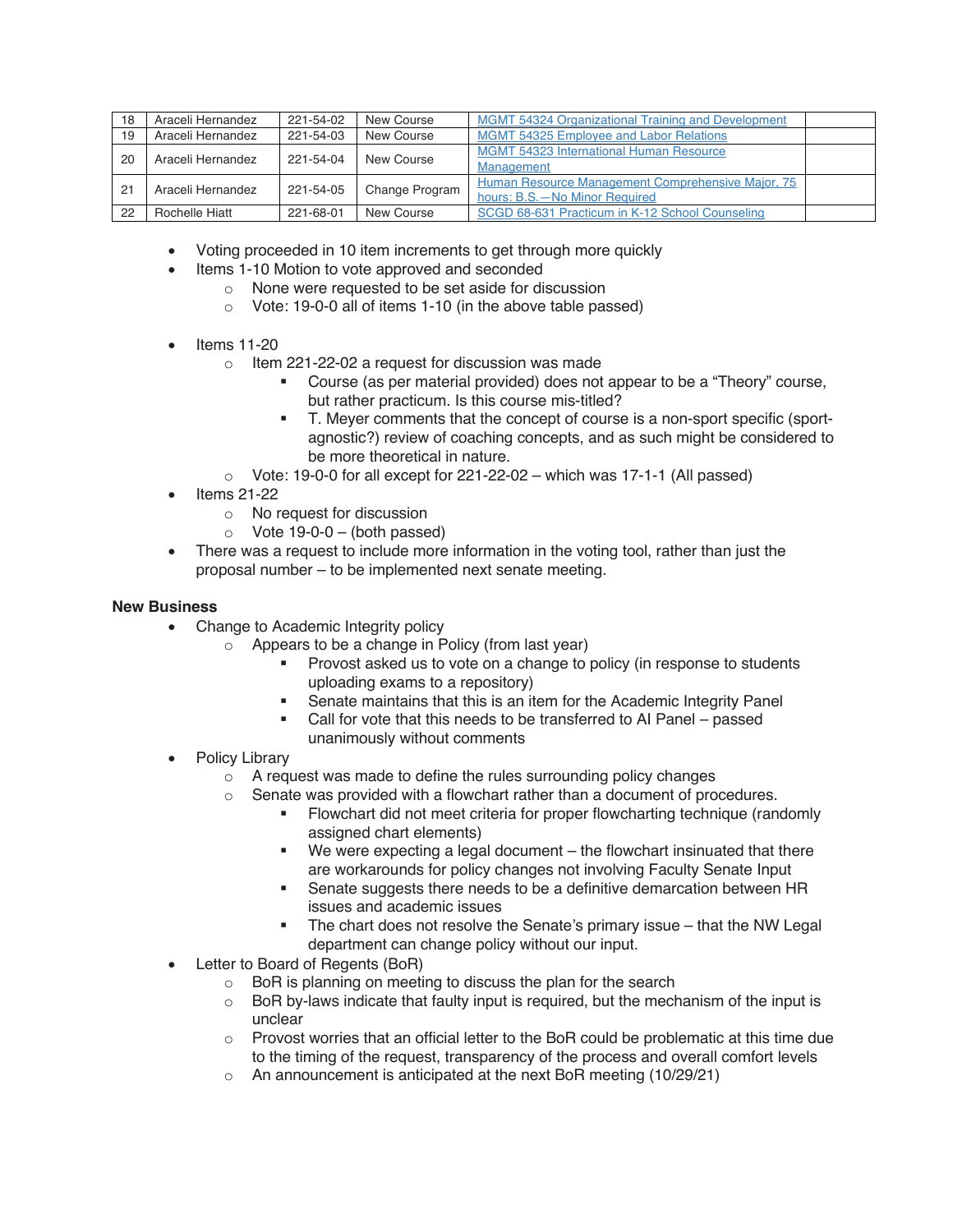| 18 | Araceli Hernandez | 221-54-02 | New Course | MGMT 54324 Organizational Training and Development | |
|---|---|---|---|---|---|
| 19 | Araceli Hernandez | 221-54-03 | New Course | MGMT 54325 Employee and Labor Relations | |
| 20 | Araceli Hernandez | 221-54-04 | New Course | MGMT 54323 International Human Resource Management | |
| 21 | Araceli Hernandez | 221-54-05 | Change Program | Human Resource Management Comprehensive Major, 75 hours: B.S.—No Minor Required | |
| 22 | Rochelle Hiatt | 221-68-01 | New Course | SCGD 68-631 Practicum in K-12 School Counseling | |

- Voting proceeded in 10 item increments to get through more quickly
- Items 1-10 Motion to vote approved and seconded
  - None were requested to be set aside for discussion
  - Vote: 19-0-0 all of items 1-10 (in the above table passed)

- Items 11-20
  - Item 221-22-02 a request for discussion was made
    - Course (as per material provided) does not appear to be a "Theory" course, but rather practicum. Is this course mis-titled?
    - T. Meyer comments that the concept of course is a non-sport specific (sport-agnostic?) review of coaching concepts, and as such might be considered to be more theoretical in nature.
  - Vote: 19-0-0 for all except for 221-22-02 – which was 17-1-1 (All passed)
- Items 21-22
  - No request for discussion
  - Vote 19-0-0 – (both passed)
- There was a request to include more information in the voting tool, rather than just the proposal number – to be implemented next senate meeting.

**New Business**

- Change to Academic Integrity policy
  - Appears to be a change in Policy (from last year)
    - Provost asked us to vote on a change to policy (in response to students uploading exams to a repository)
    - Senate maintains that this is an item for the Academic Integrity Panel
    - Call for vote that this needs to be transferred to AI Panel – passed unanimously without comments
- Policy Library
  - A request was made to define the rules surrounding policy changes
  - Senate was provided with a flowchart rather than a document of procedures.
    - Flowchart did not meet criteria for proper flowcharting technique (randomly assigned chart elements)
    - We were expecting a legal document – the flowchart insinuated that there are workarounds for policy changes not involving Faculty Senate Input
    - Senate suggests there needs to be a definitive demarcation between HR issues and academic issues
    - The chart does not resolve the Senate's primary issue – that the NW Legal department can change policy without our input.
- Letter to Board of Regents (BoR)
  - BoR is planning on meeting to discuss the plan for the search
  - BoR by-laws indicate that faulty input is required, but the mechanism of the input is unclear
  - Provost worries that an official letter to the BoR could be problematic at this time due to the timing of the request, transparency of the process and overall comfort levels
  - An announcement is anticipated at the next BoR meeting (10/29/21)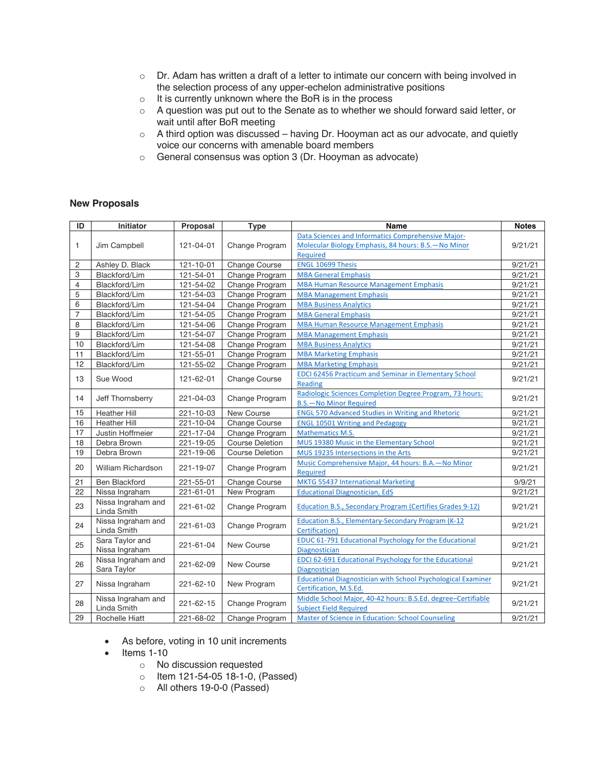- Dr. Adam has written a draft of a letter to intimate our concern with being involved in the selection process of any upper-echelon administrative positions
- It is currently unknown where the BoR is in the process
- A question was put out to the Senate as to whether we should forward said letter, or wait until after BoR meeting
- A third option was discussed – having Dr. Hooyman act as our advocate, and quietly voice our concerns with amenable board members
- General consensus was option 3 (Dr. Hooyman as advocate)

### New Proposals

| ID | Initiator | Proposal | Type | Name | Notes |
|---|---|---|---|---|---|
| 1 | Jim Campbell | 121-04-01 | Change Program | Data Sciences and Informatics Comprehensive Major-Molecular Biology Emphasis, 84 hours: B.S.—No Minor Required | 9/21/21 |
| 2 | Ashley D. Black | 121-10-01 | Change Course | ENGL 10699 Thesis | 9/21/21 |
| 3 | Blackford/Lim | 121-54-01 | Change Program | MBA General Emphasis | 9/21/21 |
| 4 | Blackford/Lim | 121-54-02 | Change Program | MBA Human Resource Management Emphasis | 9/21/21 |
| 5 | Blackford/Lim | 121-54-03 | Change Program | MBA Management Emphasis | 9/21/21 |
| 6 | Blackford/Lim | 121-54-04 | Change Program | MBA Business Analytics | 9/21/21 |
| 7 | Blackford/Lim | 121-54-05 | Change Program | MBA General Emphasis | 9/21/21 |
| 8 | Blackford/Lim | 121-54-06 | Change Program | MBA Human Resource Management Emphasis | 9/21/21 |
| 9 | Blackford/Lim | 121-54-07 | Change Program | MBA Management Emphasis | 9/21/21 |
| 10 | Blackford/Lim | 121-54-08 | Change Program | MBA Business Analytics | 9/21/21 |
| 11 | Blackford/Lim | 121-55-01 | Change Program | MBA Marketing Emphasis | 9/21/21 |
| 12 | Blackford/Lim | 121-55-02 | Change Program | MBA Marketing Emphasis | 9/21/21 |
| 13 | Sue Wood | 121-62-01 | Change Course | EDCI 62456 Practicum and Seminar in Elementary School Reading | 9/21/21 |
| 14 | Jeff Thornsberry | 221-04-03 | Change Program | Radiologic Sciences Completion Degree Program, 73 hours: B.S.—No Minor Required | 9/21/21 |
| 15 | Heather Hill | 221-10-03 | New Course | ENGL 570 Advanced Studies in Writing and Rhetoric | 9/21/21 |
| 16 | Heather Hill | 221-10-04 | Change Course | ENGL 10501 Writing and Pedagogy | 9/21/21 |
| 17 | Justin Hoffmeier | 221-17-04 | Change Program | Mathematics M.S. | 9/21/21 |
| 18 | Debra Brown | 221-19-05 | Course Deletion | MUS 19380 Music in the Elementary School | 9/21/21 |
| 19 | Debra Brown | 221-19-06 | Course Deletion | MUS 19235 Intersections in the Arts | 9/21/21 |
| 20 | William Richardson | 221-19-07 | Change Program | Music Comprehensive Major, 44 hours: B.A.—No Minor Required | 9/21/21 |
| 21 | Ben Blackford | 221-55-01 | Change Course | MKTG 55437 International Marketing | 9/9/21 |
| 22 | Nissa Ingraham | 221-61-01 | New Program | Educational Diagnostician, EdS | 9/21/21 |
| 23 | Nissa Ingraham and Linda Smith | 221-61-02 | Change Program | Education B.S., Secondary Program (Certifies Grades 9-12) | 9/21/21 |
| 24 | Nissa Ingraham and Linda Smith | 221-61-03 | Change Program | Education B.S., Elementary-Secondary Program (K-12 Certification) | 9/21/21 |
| 25 | Sara Taylor and Nissa Ingraham | 221-61-04 | New Course | EDUC 61-791 Educational Psychology for the Educational Diagnostician | 9/21/21 |
| 26 | Nissa Ingraham and Sara Taylor | 221-62-09 | New Course | EDCI 62-691 Educational Psychology for the Educational Diagnostician | 9/21/21 |
| 27 | Nissa Ingraham | 221-62-10 | New Program | Educational Diagnostician with School Psychological Examiner Certification, M.S.Ed. | 9/21/21 |
| 28 | Nissa Ingraham and Linda Smith | 221-62-15 | Change Program | Middle School Major, 40-42 hours: B.S.Ed. degree–Certifiable Subject Field Required | 9/21/21 |
| 29 | Rochelle Hiatt | 221-68-02 | Change Program | Master of Science in Education: School Counseling | 9/21/21 |

- As before, voting in 10 unit increments
- Items 1-10
  - No discussion requested
  - Item 121-54-05 18-1-0, (Passed)
  - All others 19-0-0 (Passed)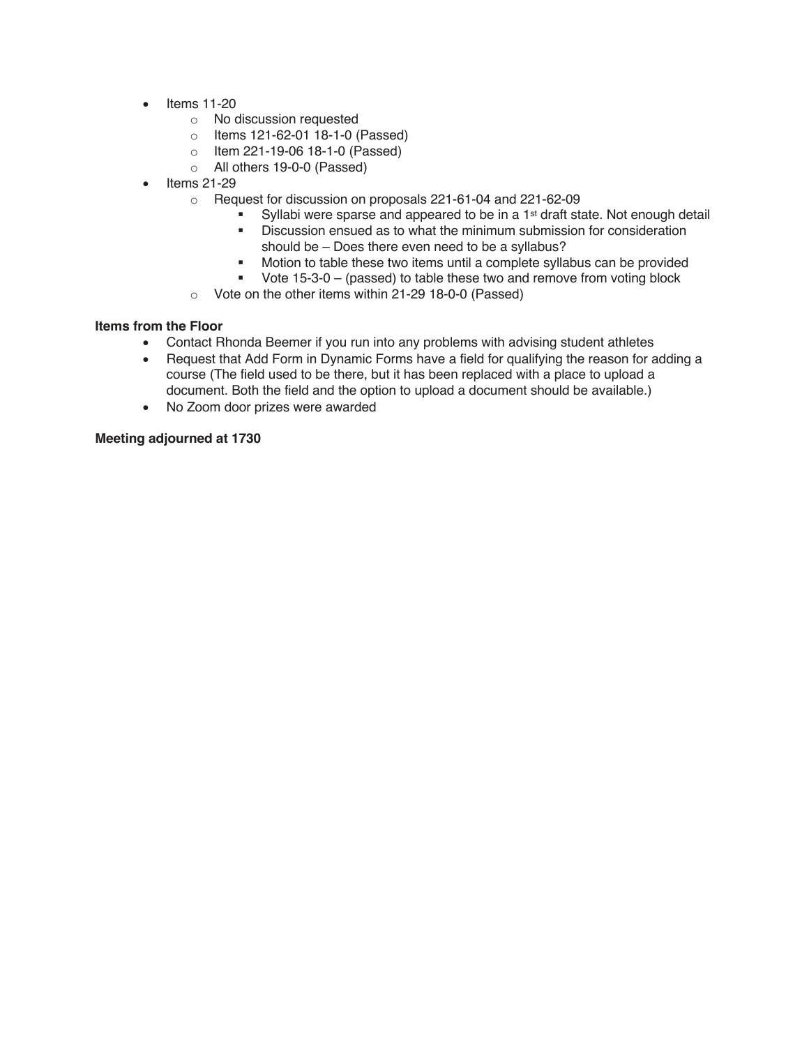- Items 11-20
  - No discussion requested
  - Items 121-62-01 18-1-0 (Passed)
  - Item 221-19-06 18-1-0 (Passed)
  - All others 19-0-0 (Passed)
- Items 21-29
  - Request for discussion on proposals 221-61-04 and 221-62-09
    - Syllabi were sparse and appeared to be in a 1st draft state. Not enough detail
    - Discussion ensued as to what the minimum submission for consideration should be – Does there even need to be a syllabus?
    - Motion to table these two items until a complete syllabus can be provided
    - Vote 15-3-0 – (passed) to table these two and remove from voting block
  - Vote on the other items within 21-29 18-0-0 (Passed)

**Items from the Floor**

- Contact Rhonda Beemer if you run into any problems with advising student athletes
- Request that Add Form in Dynamic Forms have a field for qualifying the reason for adding a course (The field used to be there, but it has been replaced with a place to upload a document. Both the field and the option to upload a document should be available.)
- No Zoom door prizes were awarded

**Meeting adjourned at 1730**